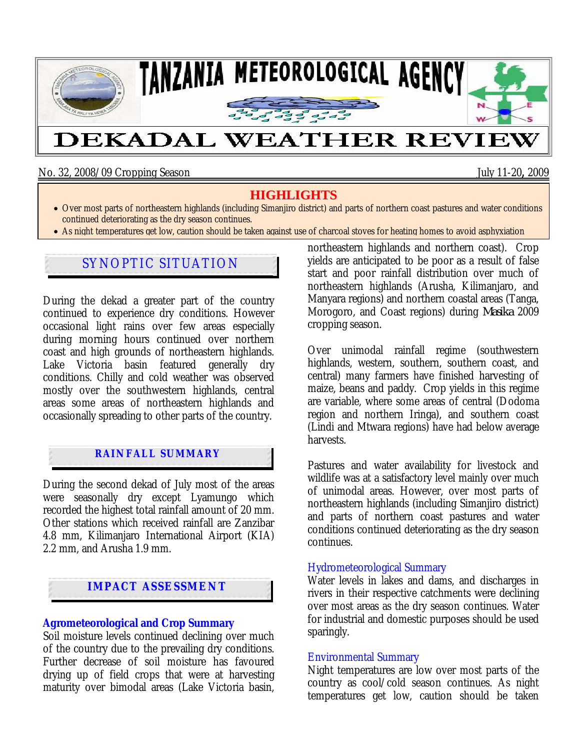# TANZANIA METEOROLOGICAL AGENCY

# DEKADAL WEATHER REVIEW

No. 32, 2008/09 Cropping Season July 11-20, 2009

## HIGHLIGHTS

- Over most parts of northeastern highlands (including Simanjiro district) and parts of northern coast pastures and water conditions continued deteriorating as the dry season continues.
- As night temperatures get low, caution should be taken against use of charcoal stoves for heating homes to avoid asphyxiation

## SYNOPTIC SITUATION

During the dekad a greater part of the country continued to experience dry conditions. However occasional light rains over few areas especially during morning hours continued over northern coast and high grounds of northeastern highlands. Lake Victoria basin featured generally dry conditions. Chilly and cold weather was observed mostly over the southwestern highlands, central areas some areas of northeastern highlands and occasionally spreading to other parts of the country.

## RAINFALL SUMMARY

During the second dekad of July most of the areas were seasonally dry except Lyamungo which recorded the highest total rainfall amount of 20 mm. Other stations which received rainfall are Zanzibar 4.8 mm, Kilimanjaro International Airport (KIA) 2.2 mm, and Arusha 1.9 mm.

## IMPACT ASSESSMENT

### Agrometeorological and Crop Summary

Soil moisture levels continued declining over much of the country due to the prevailing dry conditions. Further decrease of soil moisture has favoured drying up of field crops that were at harvesting maturity over bimodal areas (Lake Victoria basin, northeastern highlands and northern coast). Crop yields are anticipated to be poor as a result of false start and poor rainfall distribution over much of northeastern highlands (Arusha, Kilimanjaro, and Manyara regions) and northern coastal areas (Tanga, Morogoro, and Coast regions) during *Masika* 2009 cropping season.

Over unimodal rainfall regime (southwestern highlands, western, southern, southern coast, and central) many farmers have finished harvesting of maize, beans and paddy. Crop yields in this regime are variable, where some areas of central (Dodoma region and northern Iringa), and southern coast (Lindi and Mtwara regions) have had below average harvests.

Pastures and water availability for livestock and wildlife was at a satisfactory level mainly over much of unimodal areas. However, over most parts of northeastern highlands (including Simanjiro district) and parts of northern coast pastures and water conditions continued deteriorating as the dry season continues.

### Hydrometeorological Summary

Water levels in lakes and dams, and discharges in rivers in their respective catchments were declining over most areas as the dry season continues. Water for industrial and domestic purposes should be used sparingly.

### Environmental Summary

Night temperatures are low over most parts of the country as cool/cold season continues. As night temperatures get low, caution should be taken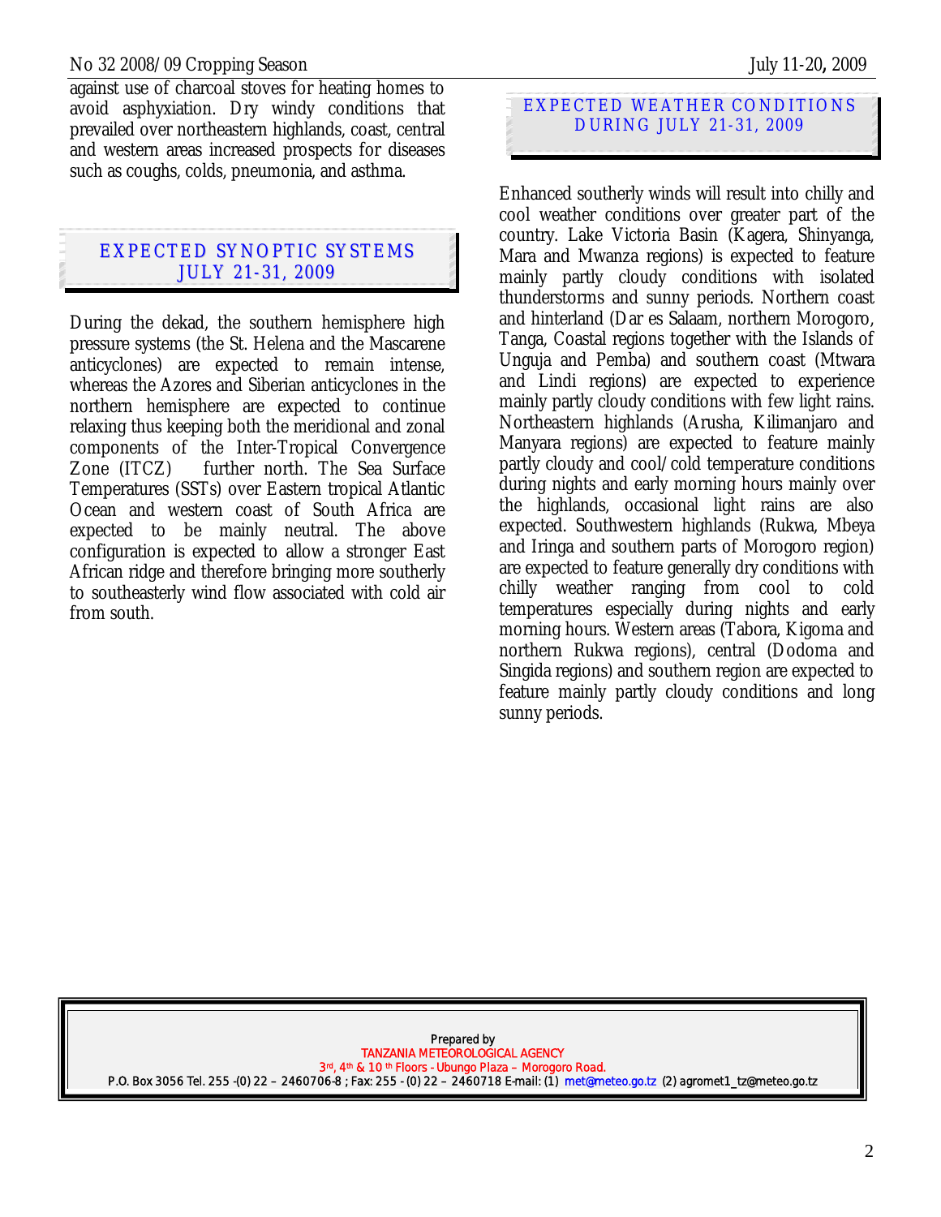against use of charcoal stoves for heating homes to avoid asphyxiation. Dry windy conditions that prevailed over northeastern highlands, coast, central and western areas increased prospects for diseases such as coughs, colds, pneumonia, and asthma.

## EXPECTED SYNOPTIC SYSTEMS JULY 21-31, 2009

During the dekad, the southern hemisphere high pressure systems (the St. Helena and the Mascarene anticyclones) are expected to remain intense, whereas the Azores and Siberian anticyclones in the northern hemisphere are expected to continue relaxing thus keeping both the meridional and zonal components of the Inter-Tropical Convergence Zone (ITCZ) further north. The Sea Surface Temperatures (SSTs) over Eastern tropical Atlantic Ocean and western coast of South Africa are expected to be mainly neutral. The above configuration is expected to allow a stronger East African ridge and therefore bringing more southerly to southeasterly wind flow associated with cold air from south.

## EXPECTED WEATHER CONDITIONS DURING JULY 21-31, 2009

Enhanced southerly winds will result into chilly and cool weather conditions over greater part of the country. Lake Victoria Basin (Kagera, Shinyanga, Mara and Mwanza regions) is expected to feature mainly partly cloudy conditions with isolated thunderstorms and sunny periods. Northern coast and hinterland (Dar es Salaam, northern Morogoro, Tanga, Coastal regions together with the Islands of Unguja and Pemba) and southern coast (Mtwara and Lindi regions) are expected to experience mainly partly cloudy conditions with few light rains. Northeastern highlands (Arusha, Kilimanjaro and Manyara regions) are expected to feature mainly partly cloudy and cool/cold temperature conditions during nights and early morning hours mainly over the highlands, occasional light rains are also expected. Southwestern highlands (Rukwa, Mbeya and Iringa and southern parts of Morogoro region) are expected to feature generally dry conditions with chilly weather ranging from cool to cold temperatures especially during nights and early morning hours. Western areas (Tabora, Kigoma and northern Rukwa regions), central (Dodoma and Singida regions) and southern region are expected to feature mainly partly cloudy conditions and long sunny periods.

Prepared by
TANZANIA METEOROLOGICAL AGENCY
3rd, 4th & 10th Floors - Ubungo Plaza – Morogoro Road.
P.O. Box 3056 Tel. 255 -(0) 22 – 2460706-8 ; Fax: 255 - (0) 22 – 2460718 E-mail: (1) met@meteo.go.tz (2) agromet1_tz@meteo.go.tz